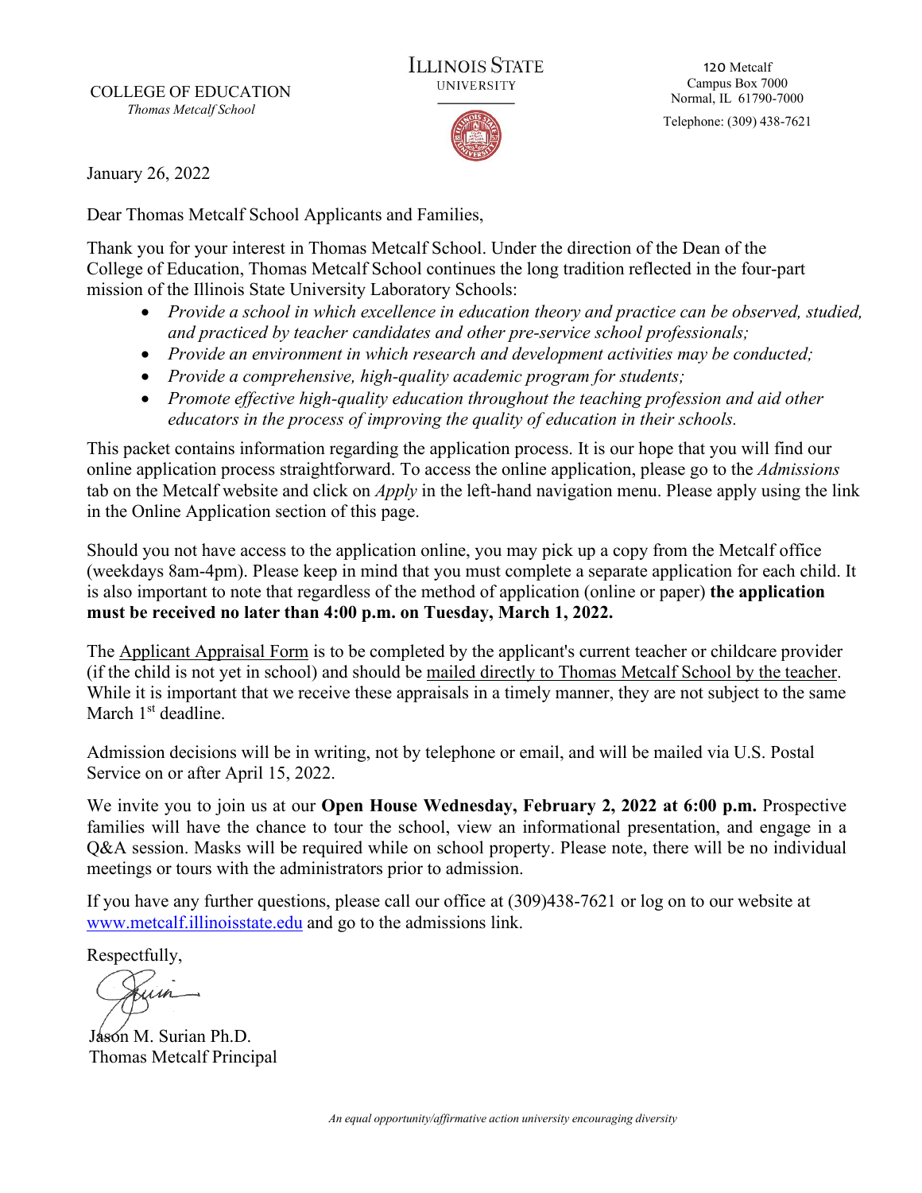COLLEGE OF EDUCATION
*Thomas Metcalf School*

ILLINOIS STATE
UNIVERSITY

120 Metcalf
Campus Box 7000
Normal, IL 61790-7000
Telephone: (309) 438-7621

January 26, 2022

Dear Thomas Metcalf School Applicants and Families,

Thank you for your interest in Thomas Metcalf School. Under the direction of the Dean of the College of Education, Thomas Metcalf School continues the long tradition reflected in the four-part mission of the Illinois State University Laboratory Schools:

- *Provide a school in which excellence in education theory and practice can be observed, studied, and practiced by teacher candidates and other pre-service school professionals;*
- *Provide an environment in which research and development activities may be conducted;*
- *Provide a comprehensive, high-quality academic program for students;*
- *Promote effective high-quality education throughout the teaching profession and aid other educators in the process of improving the quality of education in their schools.*

This packet contains information regarding the application process. It is our hope that you will find our online application process straightforward. To access the online application, please go to the *Admissions* tab on the Metcalf website and click on *Apply* in the left-hand navigation menu. Please apply using the link in the Online Application section of this page.

Should you not have access to the application online, you may pick up a copy from the Metcalf office (weekdays 8am-4pm). Please keep in mind that you must complete a separate application for each child. It is also important to note that regardless of the method of application (online or paper) **the application must be received no later than 4:00 p.m. on Tuesday, March 1, 2022.**

The Applicant Appraisal Form is to be completed by the applicant's current teacher or childcare provider (if the child is not yet in school) and should be mailed directly to Thomas Metcalf School by the teacher. While it is important that we receive these appraisals in a timely manner, they are not subject to the same March 1st deadline.

Admission decisions will be in writing, not by telephone or email, and will be mailed via U.S. Postal Service on or after April 15, 2022.

We invite you to join us at our **Open House Wednesday, February 2, 2022 at 6:00 p.m.** Prospective families will have the chance to tour the school, view an informational presentation, and engage in a Q&A session. Masks will be required while on school property. Please note, there will be no individual meetings or tours with the administrators prior to admission.

If you have any further questions, please call our office at (309)438-7621 or log on to our website at www.metcalf.illinoisstate.edu and go to the admissions link.

Respectfully,

Jason M. Surian Ph.D.
Thomas Metcalf Principal

*An equal opportunity/affirmative action university encouraging diversity*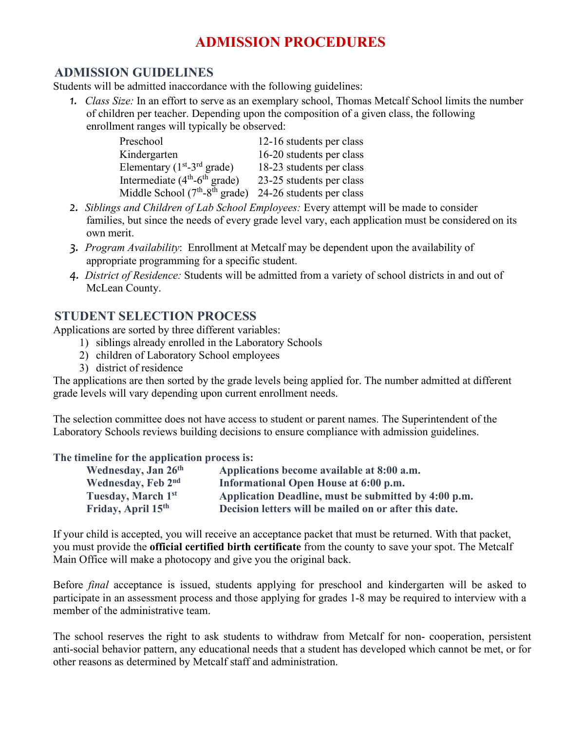# ADMISSION PROCEDURES

## ADMISSION GUIDELINES

Students will be admitted inaccordance with the following guidelines:

1. *Class Size:* In an effort to serve as an exemplary school, Thomas Metcalf School limits the number of children per teacher. Depending upon the composition of a given class, the following enrollment ranges will typically be observed:

| | |
|---|---|
| Preschool | 12-16 students per class |
| Kindergarten | 16-20 students per class |
| Elementary (1st-3rd grade) | 18-23 students per class |
| Intermediate (4th-6th grade) | 23-25 students per class |
| Middle School (7th-8th grade) | 24-26 students per class |

2. *Siblings and Children of Lab School Employees:* Every attempt will be made to consider families, but since the needs of every grade level vary, each application must be considered on its own merit.
3. *Program Availability*: Enrollment at Metcalf may be dependent upon the availability of appropriate programming for a specific student.
4. *District of Residence:* Students will be admitted from a variety of school districts in and out of McLean County.

## STUDENT SELECTION PROCESS

Applications are sorted by three different variables:

1) siblings already enrolled in the Laboratory Schools
2) children of Laboratory School employees
3) district of residence

The applications are then sorted by the grade levels being applied for. The number admitted at different grade levels will vary depending upon current enrollment needs.

The selection committee does not have access to student or parent names. The Superintendent of the Laboratory Schools reviews building decisions to ensure compliance with admission guidelines.

**The timeline for the application process is:**

| | |
|---|---|
| **Wednesday, Jan 26th** | **Applications become available at 8:00 a.m.** |
| **Wednesday, Feb 2nd** | **Informational Open House at 6:00 p.m.** |
| **Tuesday, March 1st** | **Application Deadline, must be submitted by 4:00 p.m.** |
| **Friday, April 15th** | **Decision letters will be mailed on or after this date.** |

If your child is accepted, you will receive an acceptance packet that must be returned. With that packet, you must provide the **official certified birth certificate** from the county to save your spot. The Metcalf Main Office will make a photocopy and give you the original back.

Before *final* acceptance is issued, students applying for preschool and kindergarten will be asked to participate in an assessment process and those applying for grades 1-8 may be required to interview with a member of the administrative team.

The school reserves the right to ask students to withdraw from Metcalf for non- cooperation, persistent anti-social behavior pattern, any educational needs that a student has developed which cannot be met, or for other reasons as determined by Metcalf staff and administration.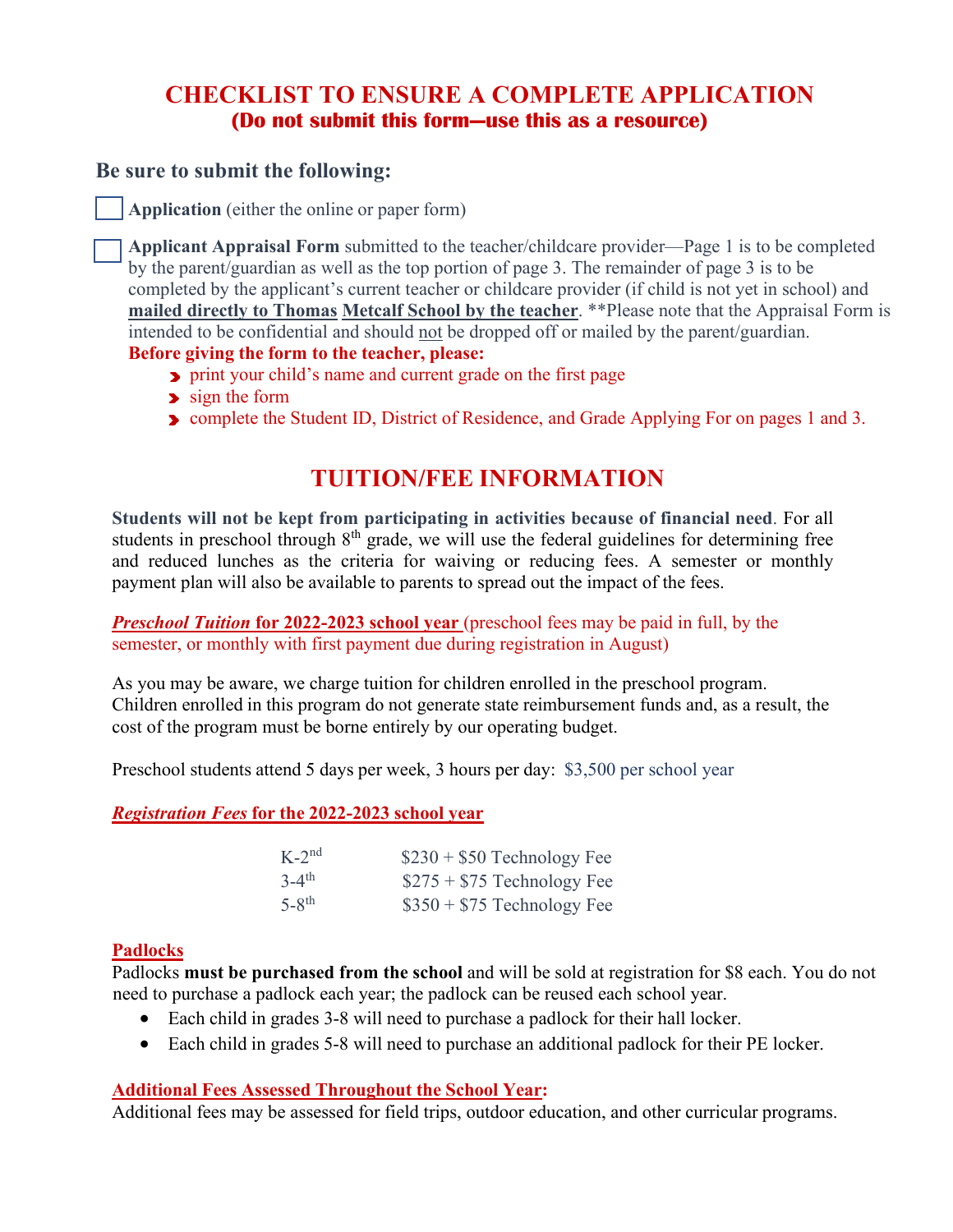# CHECKLIST TO ENSURE A COMPLETE APPLICATION

**(Do not submit this form—use this as a resource)**

## Be sure to submit the following:

- [ ] **Application** (either the online or paper form)

- [ ] **Applicant Appraisal Form** submitted to the teacher/childcare provider—Page 1 is to be completed by the parent/guardian as well as the top portion of page 3. The remainder of page 3 is to be completed by the applicant's current teacher or childcare provider (if child is not yet in school) and **mailed directly to Thomas Metcalf School by the teacher**. **Please note that the Appraisal Form is intended to be confidential and should not be dropped off or mailed by the parent/guardian.

**Before giving the form to the teacher, please:**

- print your child's name and current grade on the first page
- sign the form
- complete the Student ID, District of Residence, and Grade Applying For on pages 1 and 3.

# TUITION/FEE INFORMATION

**Students will not be kept from participating in activities because of financial need**. For all students in preschool through 8th grade, we will use the federal guidelines for determining free and reduced lunches as the criteria for waiving or reducing fees. A semester or monthly payment plan will also be available to parents to spread out the impact of the fees.

***Preschool Tuition* for 2022-2023 school year** (preschool fees may be paid in full, by the semester, or monthly with first payment due during registration in August)

As you may be aware, we charge tuition for children enrolled in the preschool program. Children enrolled in this program do not generate state reimbursement funds and, as a result, the cost of the program must be borne entirely by our operating budget.

Preschool students attend 5 days per week, 3 hours per day: $3,500 per school year

***Registration Fees* for the 2022-2023 school year**

| Grade | Fee |
|---|---|
| K-2nd | $230 + $50 Technology Fee |
| 3-4th | $275 + $75 Technology Fee |
| 5-8th | $350 + $75 Technology Fee |

**Padlocks**

Padlocks **must be purchased from the school** and will be sold at registration for $8 each. You do not need to purchase a padlock each year; the padlock can be reused each school year.

- Each child in grades 3-8 will need to purchase a padlock for their hall locker.
- Each child in grades 5-8 will need to purchase an additional padlock for their PE locker.

**Additional Fees Assessed Throughout the School Year:**

Additional fees may be assessed for field trips, outdoor education, and other curricular programs.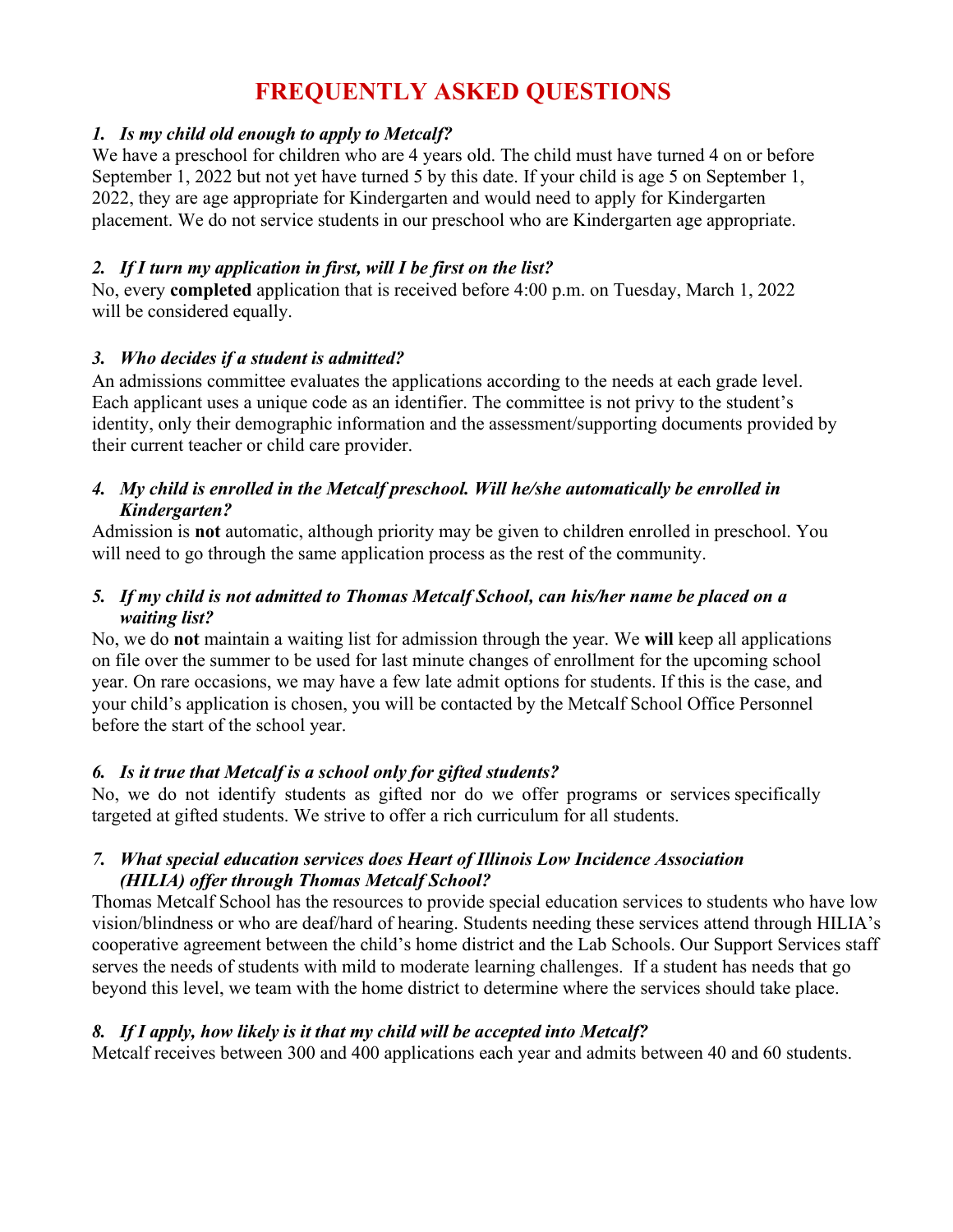# FREQUENTLY ASKED QUESTIONS

***1. Is my child old enough to apply to Metcalf?***

We have a preschool for children who are 4 years old. The child must have turned 4 on or before September 1, 2022 but not yet have turned 5 by this date. If your child is age 5 on September 1, 2022, they are age appropriate for Kindergarten and would need to apply for Kindergarten placement. We do not service students in our preschool who are Kindergarten age appropriate.

***2. If I turn my application in first, will I be first on the list?***

No, every **completed** application that is received before 4:00 p.m. on Tuesday, March 1, 2022 will be considered equally.

***3. Who decides if a student is admitted?***

An admissions committee evaluates the applications according to the needs at each grade level. Each applicant uses a unique code as an identifier. The committee is not privy to the student's identity, only their demographic information and the assessment/supporting documents provided by their current teacher or child care provider.

***4. My child is enrolled in the Metcalf preschool. Will he/she automatically be enrolled in Kindergarten?***

Admission is **not** automatic, although priority may be given to children enrolled in preschool. You will need to go through the same application process as the rest of the community.

***5. If my child is not admitted to Thomas Metcalf School, can his/her name be placed on a waiting list?***

No, we do **not** maintain a waiting list for admission through the year. We **will** keep all applications on file over the summer to be used for last minute changes of enrollment for the upcoming school year. On rare occasions, we may have a few late admit options for students. If this is the case, and your child's application is chosen, you will be contacted by the Metcalf School Office Personnel before the start of the school year.

***6. Is it true that Metcalf is a school only for gifted students?***

No, we do not identify students as gifted nor do we offer programs or services specifically targeted at gifted students. We strive to offer a rich curriculum for all students.

***7. What special education services does Heart of Illinois Low Incidence Association (HILIA) offer through Thomas Metcalf School?***

Thomas Metcalf School has the resources to provide special education services to students who have low vision/blindness or who are deaf/hard of hearing. Students needing these services attend through HILIA's cooperative agreement between the child's home district and the Lab Schools. Our Support Services staff serves the needs of students with mild to moderate learning challenges. If a student has needs that go beyond this level, we team with the home district to determine where the services should take place.

***8. If I apply, how likely is it that my child will be accepted into Metcalf?***

Metcalf receives between 300 and 400 applications each year and admits between 40 and 60 students.